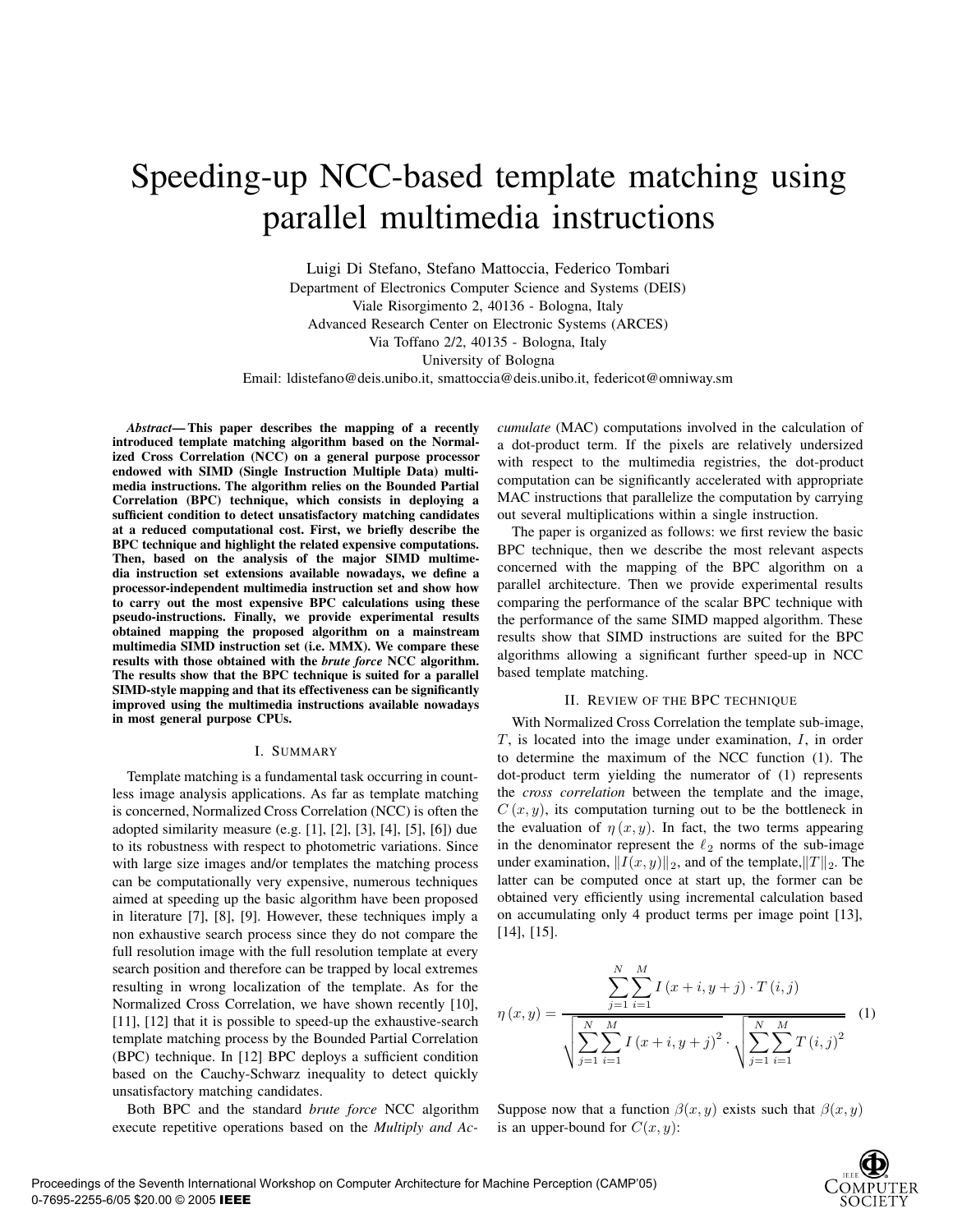# Speeding-up NCC-based template matching using parallel multimedia instructions

Luigi Di Stefano, Stefano Mattoccia, Federico Tombari
Department of Electronics Computer Science and Systems (DEIS)
Viale Risorgimento 2, 40136 - Bologna, Italy
Advanced Research Center on Electronic Systems (ARCES)
Via Toffano 2/2, 40135 - Bologna, Italy
University of Bologna
Email: ldistefano@deis.unibo.it, smattoccia@deis.unibo.it, federicot@omniway.sm

***Abstract*— This paper describes the mapping of a recently introduced template matching algorithm based on the Normalized Cross Correlation (NCC) on a general purpose processor endowed with SIMD (Single Instruction Multiple Data) multimedia instructions. The algorithm relies on the Bounded Partial Correlation (BPC) technique, which consists in deploying a sufficient condition to detect unsatisfactory matching candidates at a reduced computational cost. First, we briefly describe the BPC technique and highlight the related expensive computations. Then, based on the analysis of the major SIMD multimedia instruction set extensions available nowadays, we define a processor-independent multimedia instruction set and show how to carry out the most expensive BPC calculations using these pseudo-instructions. Finally, we provide experimental results obtained mapping the proposed algorithm on a mainstream multimedia SIMD instruction set (i.e. MMX). We compare these results with those obtained with the *brute force* NCC algorithm. The results show that the BPC technique is suited for a parallel SIMD-style mapping and that its effectiveness can be significantly improved using the multimedia instructions available nowadays in most general purpose CPUs.**

## I. Summary

Template matching is a fundamental task occurring in countless image analysis applications. As far as template matching is concerned, Normalized Cross Correlation (NCC) is often the adopted similarity measure (e.g. [1], [2], [3], [4], [5], [6]) due to its robustness with respect to photometric variations. Since with large size images and/or templates the matching process can be computationally very expensive, numerous techniques aimed at speeding up the basic algorithm have been proposed in literature [7], [8], [9]. However, these techniques imply a non exhaustive search process since they do not compare the full resolution image with the full resolution template at every search position and therefore can be trapped by local extremes resulting in wrong localization of the template. As for the Normalized Cross Correlation, we have shown recently [10], [11], [12] that it is possible to speed-up the exhaustive-search template matching process by the Bounded Partial Correlation (BPC) technique. In [12] BPC deploys a sufficient condition based on the Cauchy-Schwarz inequality to detect quickly unsatisfactory matching candidates.

Both BPC and the standard *brute force* NCC algorithm execute repetitive operations based on the *Multiply and Accumulate* (MAC) computations involved in the calculation of a dot-product term. If the pixels are relatively undersized with respect to the multimedia registries, the dot-product computation can be significantly accelerated with appropriate MAC instructions that parallelize the computation by carrying out several multiplications within a single instruction.

The paper is organized as follows: we first review the basic BPC technique, then we describe the most relevant aspects concerned with the mapping of the BPC algorithm on a parallel architecture. Then we provide experimental results comparing the performance of the scalar BPC technique with the performance of the same SIMD mapped algorithm. These results show that SIMD instructions are suited for the BPC algorithms allowing a significant further speed-up in NCC based template matching.

## II. Review of the BPC technique

With Normalized Cross Correlation examination, the template sub-image, $T$, is located into the image under examination, $I$, in order to determine the maximum of the NCC function (1). The dot-product term yielding the numerator of (1) represents the *cross correlation* between the template and the image, $C(x, y)$, its computation turning out to be the bottleneck in the evaluation of $\eta(x, y)$. In fact, the two terms appearing in the denominator represent the $\ell_2$ norms of the sub-image under examination, $\|I(x, y)\|_2$, and of the template, $\|T\|_2$. The latter can be computed once at start up, the former can be obtained very efficiently using incremental calculation based on accumulating only 4 product terms per image point [13], [14], [15].

$$\eta(x, y) = \frac{\displaystyle\sum_{j=1}^{N}\sum_{i=1}^{M} I(x+i, y+j) \cdot T(i, j)}{\sqrt{\displaystyle\sum_{j=1}^{N}\sum_{i=1}^{M} I(x+i, y+j)^2} \cdot \sqrt{\displaystyle\sum_{j=1}^{N}\sum_{i=1}^{M} T(i, j)^2}} \tag{1}$$

Suppose now that a function $\beta(x, y)$ exists such that $\beta(x, y)$ is an upper-bound for $C(x, y)$: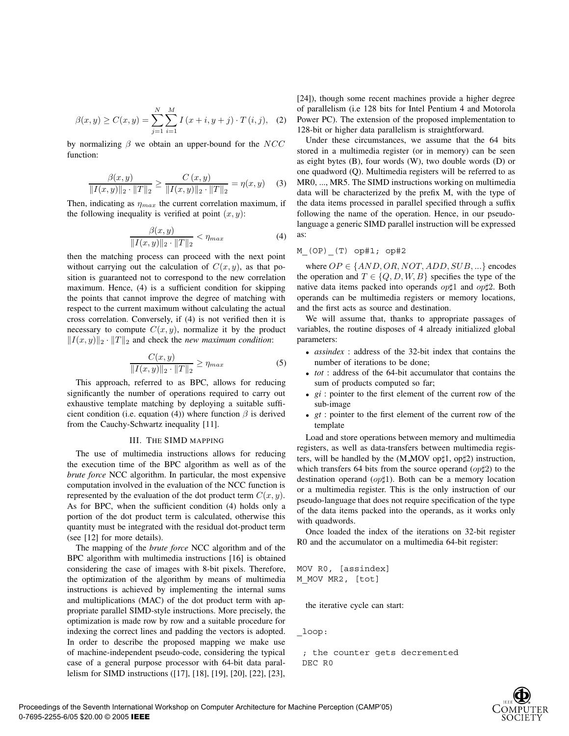$$\beta(x, y) \geq C(x, y) = \sum_{j=1}^{N} \sum_{i=1}^{M} I(x+i, y+j) \cdot T(i, j), \quad (2)$$

by normalizing $\beta$ we obtain an upper-bound for the $NCC$ function:

$$\frac{\beta(x, y)}{\|I(x, y)\|_2 \cdot \|T\|_2} \geq \frac{C(x, y)}{\|I(x, y)\|_2 \cdot \|T\|_2} = \eta(x, y) \quad (3)$$

Then, indicating as $\eta_{max}$ the current correlation maximum, if the following inequality is verified at point $(x, y)$:

$$\frac{\beta(x, y)}{\|I(x, y)\|_2 \cdot \|T\|_2} < \eta_{max} \quad (4)$$

then the matching process can proceed with the next point without carrying out the calculation of $C(x, y)$, as that position is guaranteed not to correspond to the new correlation maximum. Hence, (4) is a sufficient condition for skipping the points that cannot improve the degree of matching with respect to the current maximum without calculating the actual cross correlation. Conversely, if (4) is not verified then it is necessary to compute $C(x, y)$, normalize it by the product $\|I(x, y)\|_2 \cdot \|T\|_2$ and check the *new maximum condition*:

$$\frac{C(x, y)}{\|I(x, y)\|_2 \cdot \|T\|_2} \geq \eta_{max} \quad (5)$$

This approach, referred to as BPC, allows for reducing significantly the number of operations required to carry out exhaustive template matching by deploying a suitable sufficient condition (i.e. equation (4)) where function $\beta$ is derived from the Cauchy-Schwartz inequality [11].

## III. The SIMD mapping

The use of multimedia instructions allows for reducing the execution time of the BPC algorithm as well as of the *brute force* NCC algorithm. In particular, the most expensive computation involved in the evaluation of the NCC function is represented by the evaluation of the dot product term $C(x, y)$. As for BPC, when the sufficient condition (4) holds only a portion of the dot product term is calculated, otherwise this quantity must be integrated with the residual dot-product term (see [12] for more details).

The mapping of the *brute force* NCC algorithm and of the BPC algorithm with multimedia instructions [16] is obtained considering the case of images with 8-bit pixels. Therefore, the optimization of the algorithm by means of multimedia instructions is achieved by implementing the internal sums and multiplications (MAC) of the dot product term with appropriate parallel SIMD-style instructions. More precisely, the optimization is made row by row and a suitable procedure for indexing the correct lines and padding the vectors is adopted. In order to describe the proposed mapping we make use of machine-independent pseudo-code, considering the typical case of a general purpose processor with 64-bit data parallelism for SIMD instructions ([17], [18], [19], [20], [22], [23], [24]), though some recent machines provide a higher degree of parallelism (i.e 128 bits for Intel Pentium 4 and Motorola Power PC). The extension of the proposed implementation to 128-bit or higher data parallelism is straightforward.

Under these circumstances, we assume that the 64 bits stored in a multimedia register (or in memory) can be seen as eight bytes (B), four words (W), two double words (D) or one quadword (Q). Multimedia registers will be referred to as MR0, ..., MR5. The SIMD instructions working on multimedia data will be characterized by the prefix M, with the type of the data items processed in parallel specified through a suffix following the name of the operation. Hence, in our pseudo-language a generic SIMD parallel instruction will be expressed as:

```
M_(OP)_(T) op#1; op#2
```

where $OP \in \{AND, OR, NOT, ADD, SUB, ...\}$ encodes the operation and $T \in \{Q, D, W, B\}$ specifies the type of the native data items packed into operands *op*♯1 and *op*♯2. Both operands can be multimedia registers or memory locations, and the first acts as source and destination.

We will assume that, thanks to appropriate passages of variables, the routine disposes of 4 already initialized global parameters:

- *assindex* : address of the 32-bit index that contains the number of iterations to be done;
- *tot* : address of the 64-bit accumulator that contains the sum of products computed so far;
- *gi* : pointer to the first element of the current row of the sub-image
- *gt* : pointer to the first element of the current row of the template

Load and store operations between memory and multimedia registers, as well as data-transfers between multimedia registers, will be handled by the (M_MOV op♯1, op♯2) instruction, which transfers 64 bits from the source operand (*op*♯2) to the destination operand (*op*♯1). Both can be a memory location or a multimedia register. This is the only instruction of our pseudo-language that does not require specification of the type of the data items packed into the operands, as it works only with quadwords.

Once loaded the index of the iterations on 32-bit register R0 and the accumulator on a multimedia 64-bit register:

```
MOV R0, [assindex]
M_MOV MR2, [tot]
```

the iterative cycle can start:

```
_loop:

 ; the counter gets decremented
 DEC R0
```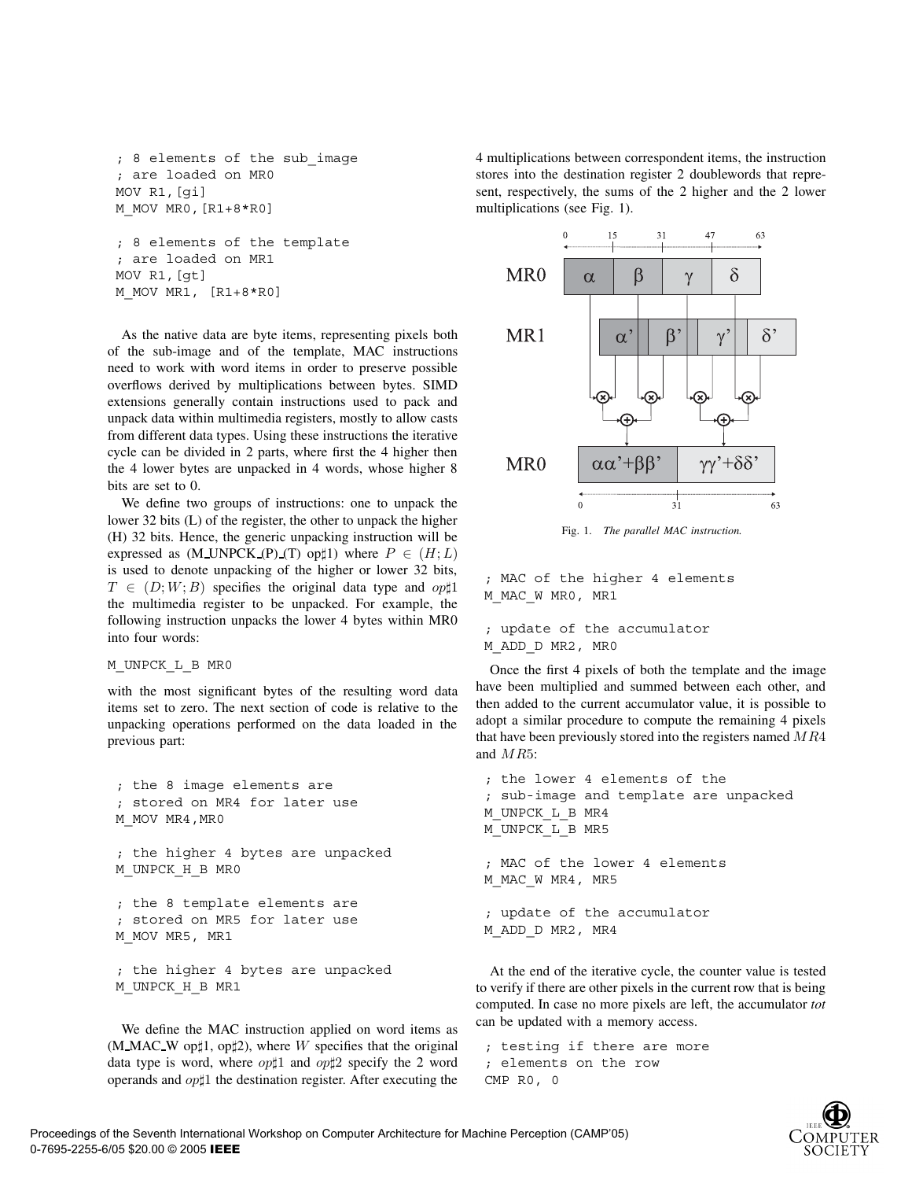```
; 8 elements of the sub_image
; are loaded on MR0
MOV R1,[gi]
M_MOV MR0,[R1+8*R0]

; 8 elements of the template
; are loaded on MR1
MOV R1,[gt]
M_MOV MR1, [R1+8*R0]
```

As the native data are byte items, representing pixels both of the sub-image and of the template, MAC instructions need to work with word items in order to preserve possible overflows derived by multiplications between bytes. SIMD extensions generally contain instructions used to pack and unpack data within multimedia registers, mostly to allow casts from different data types. Using these instructions the iterative cycle can be divided in 2 parts, where first the 4 higher then the 4 lower bytes are unpacked in 4 words, whose higher 8 bits are set to 0.

We define two groups of instructions: one to unpack the lower 32 bits (L) of the register, the other to unpack the higher (H) 32 bits. Hence, the generic unpacking instruction will be expressed as (M_UNPCK_(P)_(T) op♯1) where $P \in (H; L)$ is used to denote unpacking of the higher or lower 32 bits, $T \in (D; W; B)$ specifies the original data type and *op♯1* the multimedia register to be unpacked. For example, the following instruction unpacks the lower 4 bytes within MR0 into four words:

```
M_UNPCK_L_B MR0
```

with the most significant bytes of the resulting word data items set to zero. The next section of code is relative to the unpacking operations performed on the data loaded in the previous part:

```
; the 8 image elements are
; stored on MR4 for later use
M_MOV MR4,MR0

; the higher 4 bytes are unpacked
M_UNPCK_H_B MR0

; the 8 template elements are
; stored on MR5 for later use
M_MOV MR5, MR1

; the higher 4 bytes are unpacked
M_UNPCK_H_B MR1
```

We define the MAC instruction applied on word items as (M_MAC_W op♯1, op♯2), where $W$ specifies that the original data type is word, where *op♯1* and *op♯2* specify the 2 word operands and *op♯1* the destination register. After executing the 4 multiplications between correspondent items, the instruction stores into the destination register 2 doublewords that represent, respectively, the sums of the 2 higher and the 2 lower multiplications (see Fig. 1).

Fig. 1. *The parallel MAC instruction.*

```
; MAC of the higher 4 elements
M_MAC_W MR0, MR1

; update of the accumulator
M_ADD_D MR2, MR0
```

Once the first 4 pixels of both the template and the image have been multiplied and summed between each other, and then added to the current accumulator value, it is possible to adopt a similar procedure to compute the remaining 4 pixels that have been previously stored into the registers named $MR4$ and $MR5$:

```
; the lower 4 elements of the
; sub-image and template are unpacked
M_UNPCK_L_B MR4
M_UNPCK_L_B MR5

; MAC of the lower 4 elements
M_MAC_W MR4, MR5

; update of the accumulator
M_ADD_D MR2, MR4
```

At the end of the iterative cycle, the counter value is tested to verify if there are other pixels in the current row that is being computed. In case no more pixels are left, the accumulator *tot* can be updated with a memory access.

```
; testing if there are more
; elements on the row
CMP R0, 0
```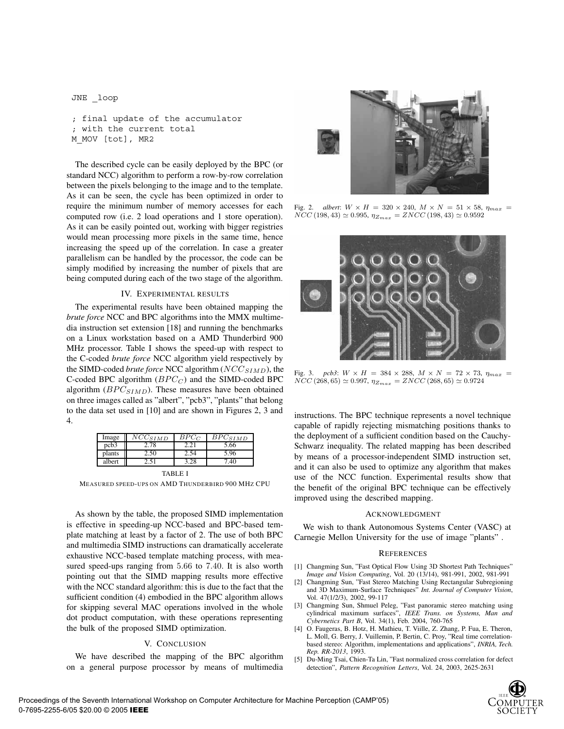```
JNE _loop

; final update of the accumulator
; with the current total
M_MOV [tot], MR2
```

The described cycle can be easily deployed by the BPC (or standard NCC) algorithm to perform a row-by-row correlation between the pixels belonging to the image and to the template. As it can be seen, the cycle has been optimized in order to require the minimum number of memory accesses for each computed row (i.e. 2 load operations and 1 store operation). As it can be easily pointed out, working with bigger registries would mean processing more pixels in the same time, hence increasing the speed up of the correlation. In case a greater parallelism can be handled by the processor, the code can be simply modified by increasing the number of pixels that are being computed during each of the two stage of the algorithm.

## IV. Experimental results

The experimental results have been obtained mapping the *brute force* NCC and BPC algorithms into the MMX multimedia instruction set extension [18] and running the benchmarks on a Linux workstation based on a AMD Thunderbird 900 MHz processor. Table I shows the speed-up with respect to the C-coded *brute force* NCC algorithm yield respectively by the SIMD-coded *brute force* NCC algorithm ($NCC_{SIMD}$), the C-coded BPC algorithm ($BPC_C$) and the SIMD-coded BPC algorithm ($BPC_{SIMD}$). These measures have been obtained on three images called as "albert", "pcb3", "plants" that belong to the data set used in [10] and are shown in Figures 2, 3 and 4.

| Image | $NCC_{SIMD}$ | $BPC_C$ | $BPC_{SIMD}$ |
|---|---|---|---|
| pcb3 | 2.78 | 2.21 | 5.66 |
| plants | 2.50 | 2.54 | 5.96 |
| albert | 2.51 | 3.28 | 7.40 |

TABLE I

Measured speed-ups on AMD Thunderbird 900 MHz CPU

As shown by the table, the proposed SIMD implementation is effective in speeding-up NCC-based and BPC-based template matching at least by a factor of 2. The use of both BPC and multimedia SIMD instructions can dramatically accelerate exhaustive NCC-based template matching process, with measured speed-ups ranging from $5.66$ to $7.40$. It is also worth pointing out that the SIMD mapping results more effective with the NCC standard algorithm: this is due to the fact that the sufficient condition (4) embodied in the BPC algorithm allows for skipping several MAC operations involved in the whole dot product computation, with these operations representing the bulk of the proposed SIMD optimization.

## V. Conclusion

We have described the mapping of the BPC algorithm on a general purpose processor by means of multimedia instructions. The BPC technique represents a novel technique capable of rapidly rejecting mismatching positions thanks to the deployment of a sufficient condition based on the Cauchy-Schwarz inequality. The related mapping has been described by means of a processor-independent SIMD instruction set, and it can also be used to optimize any algorithm that makes use of the NCC function. Experimental results show that the benefit of the original BPC technique can be effectively improved using the described mapping.

Fig. 2. *albert*: $W \times H = 320 \times 240$, $M \times N = 51 \times 58$, $\eta_{max} = NCC\,(198, 43) \simeq 0.995$, $\eta_{Z_{max}} = ZNCC\,(198, 43) \simeq 0.9592$

Fig. 3. *pcb3*: $W \times H = 384 \times 288$, $M \times N = 72 \times 73$, $\eta_{max} = NCC\,(268, 65) \simeq 0.997$, $\eta_{Z_{max}} = ZNCC\,(268, 65) \simeq 0.9724$

## Acknowledgment

We wish to thank Autonomous Systems Center (VASC) at Carnegie Mellon University for the use of image "plants" .

## References

[1] Changming Sun, "Fast Optical Flow Using 3D Shortest Path Techniques" *Image and Vision Computing*, Vol. 20 (13/14), 981-991, 2002, 981-991

[2] Changming Sun, "Fast Stereo Matching Using Rectangular Subregioning and 3D Maximum-Surface Techniques" *Int. Journal of Computer Vision*, Vol. 47(1/2/3), 2002, 99-117

[3] Changming Sun, Shmuel Peleg, "Fast panoramic stereo matching using cylindrical maximum surfaces", *IEEE Trans. on Systems, Man and Cybernetics Part B*, Vol. 34(1), Feb. 2004, 760-765

[4] O. Faugeras, B. Hotz, H. Mathieu, T. Viille, Z. Zhang, P. Fua, E. Theron, L. Moll, G. Berry, J. Vuillemin, P. Bertin, C. Proy, "Real time correlation-based stereo: Algorithm, implementations and applications", *INRIA, Tech. Rep. RR-2013*, 1993.

[5] Du-Ming Tsai, Chien-Ta Lin, "Fast normalized cross correlation for defect detection", *Pattern Recognition Letters*, Vol. 24, 2003, 2625-2631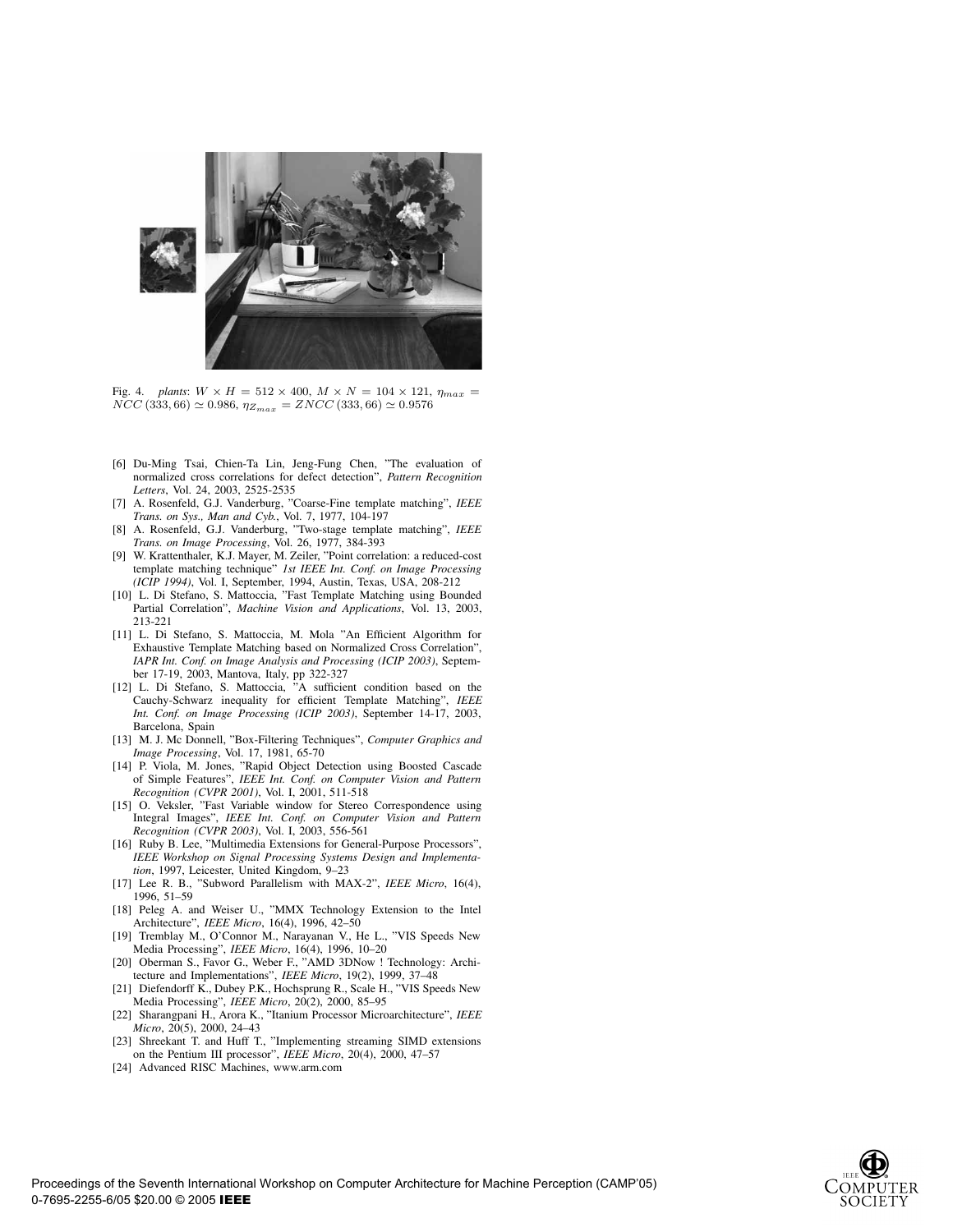Fig. 4. *plants*: $W \times H = 512 \times 400$, $M \times N = 104 \times 121$, $\eta_{max} = NCC(333, 66) \simeq 0.986$, $\eta_{Z_{max}} = ZNCC(333, 66) \simeq 0.9576$

[6] Du-Ming Tsai, Chien-Ta Lin, Jeng-Fung Chen, "The evaluation of normalized cross correlations for defect detection", *Pattern Recognition Letters*, Vol. 24, 2003, 2525-2535

[7] A. Rosenfeld, G.J. Vanderburg, "Coarse-Fine template matching", *IEEE Trans. on Sys., Man and Cyb.*, Vol. 7, 1977, 104-197

[8] A. Rosenfeld, G.J. Vanderburg, "Two-stage template matching", *IEEE Trans. on Image Processing*, Vol. 26, 1977, 384-393

[9] W. Krattenthaler, K.J. Mayer, M. Zeiler, "Point correlation: a reduced-cost template matching technique" *1st IEEE Int. Conf. on Image Processing (ICIP 1994)*, Vol. I, September, 1994, Austin, Texas, USA, 208-212

[10] L. Di Stefano, S. Mattoccia, "Fast Template Matching using Bounded Partial Correlation", *Machine Vision and Applications*, Vol. 13, 2003, 213-221

[11] L. Di Stefano, S. Mattoccia, M. Mola "An Efficient Algorithm for Exhaustive Template Matching based on Normalized Cross Correlation", *IAPR Int. Conf. on Image Analysis and Processing (ICIP 2003)*, September 17-19, 2003, Mantova, Italy, pp 322-327

[12] L. Di Stefano, S. Mattoccia, "A sufficient condition based on the Cauchy-Schwarz inequality for efficient Template Matching", *IEEE Int. Conf. on Image Processing (ICIP 2003)*, September 14-17, 2003, Barcelona, Spain

[13] M. J. Mc Donnell, "Box-Filtering Techniques", *Computer Graphics and Image Processing*, Vol. 17, 1981, 65-70

[14] P. Viola, M. Jones, "Rapid Object Detection using Boosted Cascade of Simple Features", *IEEE Int. Conf. on Computer Vision and Pattern Recognition (CVPR 2001)*, Vol. I, 2001, 511-518

[15] O. Veksler, "Fast Variable window for Stereo Correspondence using Integral Images", *IEEE Int. Conf. on Computer Vision and Pattern Recognition (CVPR 2003)*, Vol. I, 2003, 556-561

[16] Ruby B. Lee, "Multimedia Extensions for General-Purpose Processors", *IEEE Workshop on Signal Processing Systems Design and Implementation*, 1997, Leicester, United Kingdom, 9–23

[17] Lee R. B., "Subword Parallelism with MAX-2", *IEEE Micro*, 16(4), 1996, 51–59

[18] Peleg A. and Weiser U., "MMX Technology Extension to the Intel Architecture", *IEEE Micro*, 16(4), 1996, 42–50

[19] Tremblay M., O'Connor M., Narayanan V., He L., "VIS Speeds New Media Processing", *IEEE Micro*, 16(4), 1996, 10–20

[20] Oberman S., Favor G., Weber F., "AMD 3DNow ! Technology: Architecture and Implementations", *IEEE Micro*, 19(2), 1999, 37–48

[21] Diefendorff K., Dubey P.K., Hochsprung R., Scale H., "VIS Speeds New Media Processing", *IEEE Micro*, 20(2), 2000, 85–95

[22] Sharangpani H., Arora K., "Itanium Processor Microarchitecture", *IEEE Micro*, 20(5), 2000, 24–43

[23] Shreekant T. and Huff T., "Implementing streaming SIMD extensions on the Pentium III processor", *IEEE Micro*, 20(4), 2000, 47–57

[24] Advanced RISC Machines, www.arm.com